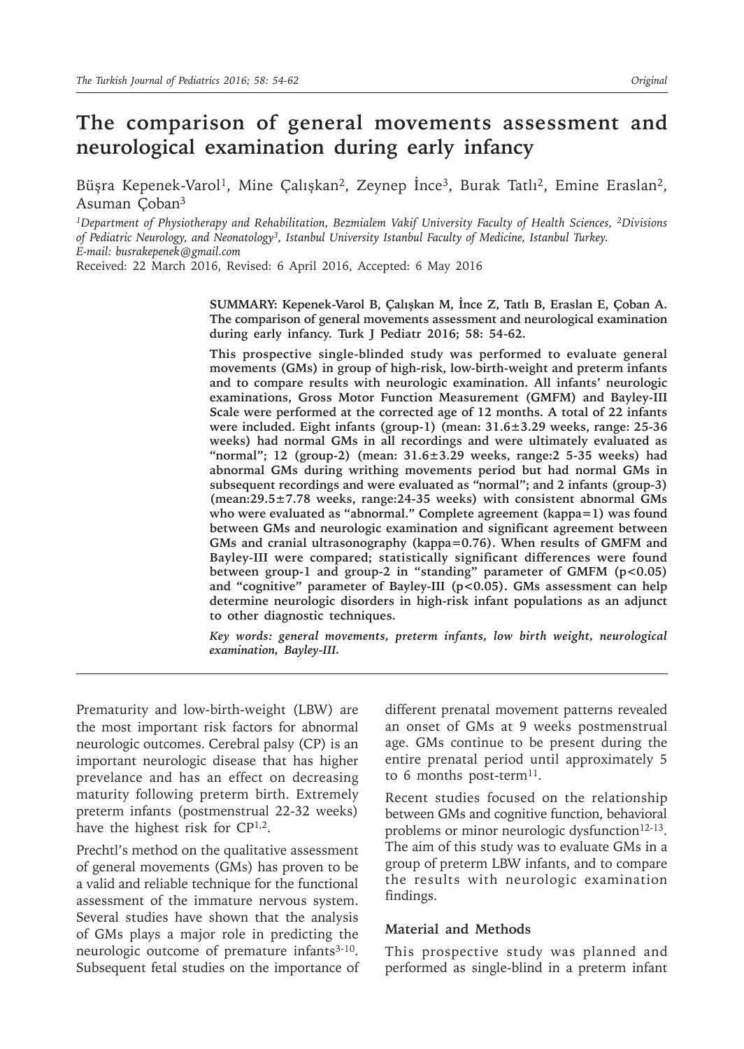# The comparison of general movements assessment and neurological examination during early infancy

Büşra Kepenek-Varol[1], Mine Çalışkan[2], Zeynep İnce[3], Burak Tatlı[2], Emine Eraslan[2], Asuman Çoban[3]

[1]Department of Physiotherapy and Rehabilitation, Bezmialem Vakif University Faculty of Health Sciences, [2]Divisions of Pediatric Neurology, and Neonatology[3], Istanbul University Istanbul Faculty of Medicine, Istanbul Turkey.
*E-mail: busrakepenek@gmail.com*

Received: 22 March 2016, Revised: 6 April 2016, Accepted: 6 May 2016

**SUMMARY: Kepenek-Varol B, Çalışkan M, İnce Z, Tatlı B, Eraslan E, Çoban A. The comparison of general movements assessment and neurological examination during early infancy. Turk J Pediatr 2016; 58: 54-62.**

**This prospective single-blinded study was performed to evaluate general movements (GMs) in group of high-risk, low-birth-weight and preterm infants and to compare results with neurologic examination. All infants' neurologic examinations, Gross Motor Function Measurement (GMFM) and Bayley-III Scale were performed at the corrected age of 12 months. A total of 22 infants were included. Eight infants (group-1) (mean: 31.6±3.29 weeks, range: 25-36 weeks) had normal GMs in all recordings and were ultimately evaluated as "normal"; 12 (group-2) (mean: 31.6±3.29 weeks, range:2 5-35 weeks) had abnormal GMs during writhing movements period but had normal GMs in subsequent recordings and were evaluated as "normal"; and 2 infants (group-3) (mean:29.5±7.78 weeks, range:24-35 weeks) with consistent abnormal GMs who were evaluated as "abnormal." Complete agreement (kappa=1) was found between GMs and neurologic examination and significant agreement between GMs and cranial ultrasonography (kappa=0.76). When results of GMFM and Bayley-III were compared; statistically significant differences were found between group-1 and group-2 in "standing" parameter of GMFM (p<0.05) and "cognitive" parameter of Bayley-III (p<0.05). GMs assessment can help determine neurologic disorders in high-risk infant populations as an adjunct to other diagnostic techniques.**

***Key words: general movements, preterm infants, low birth weight, neurological examination, Bayley-III.***

Prematurity and low-birth-weight (LBW) are the most important risk factors for abnormal neurologic outcomes. Cerebral palsy (CP) is an important neurologic disease that has higher prevelance and has an effect on decreasing maturity following preterm birth. Extremely preterm infants (postmenstrual 22-32 weeks) have the highest risk for CP[1,2].

Prechtl's method on the qualitative assessment of general movements (GMs) has proven to be a valid and reliable technique for the functional assessment of the immature nervous system. Several studies have shown that the analysis of GMs plays a major role in predicting the neurologic outcome of premature infants[3-10]. Subsequent fetal studies on the importance of different prenatal movement patterns revealed an onset of GMs at 9 weeks postmenstrual age. GMs continue to be present during the entire prenatal period until approximately 5 to 6 months post-term[11].

Recent studies focused on the relationship between GMs and cognitive function, behavioral problems or minor neurologic dysfunction[12-13]. The aim of this study was to evaluate GMs in a group of preterm LBW infants, and to compare the results with neurologic examination findings.

## Material and Methods

This prospective study was planned and performed as single-blind in a preterm infant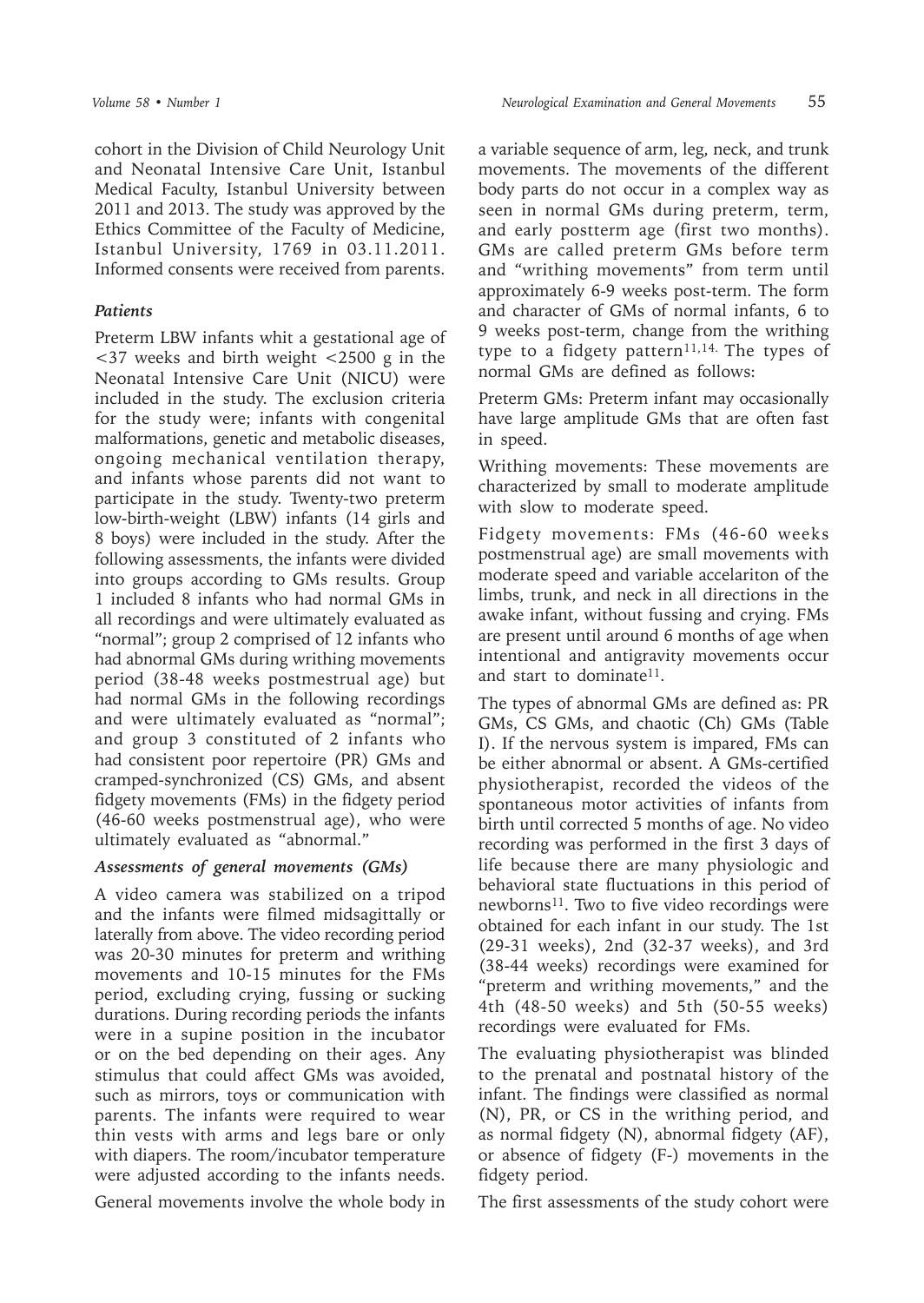cohort in the Division of Child Neurology Unit and Neonatal Intensive Care Unit, Istanbul Medical Faculty, Istanbul University between 2011 and 2013. The study was approved by the Ethics Committee of the Faculty of Medicine, Istanbul University, 1769 in 03.11.2011. Informed consents were received from parents.

### *Patients*

Preterm LBW infants whit a gestational age of <37 weeks and birth weight <2500 g in the Neonatal Intensive Care Unit (NICU) were included in the study. The exclusion criteria for the study were; infants with congenital malformations, genetic and metabolic diseases, ongoing mechanical ventilation therapy, and infants whose parents did not want to participate in the study. Twenty-two preterm low-birth-weight (LBW) infants (14 girls and 8 boys) were included in the study. After the following assessments, the infants were divided into groups according to GMs results. Group 1 included 8 infants who had normal GMs in all recordings and were ultimately evaluated as "normal"; group 2 comprised of 12 infants who had abnormal GMs during writhing movements period (38-48 weeks postmestrual age) but had normal GMs in the following recordings and were ultimately evaluated as "normal"; and group 3 constituted of 2 infants who had consistent poor repertoire (PR) GMs and cramped-synchronized (CS) GMs, and absent fidgety movements (FMs) in the fidgety period (46-60 weeks postmenstrual age), who were ultimately evaluated as "abnormal."

### *Assessments of general movements (GMs)*

A video camera was stabilized on a tripod and the infants were filmed midsagittally or laterally from above. The video recording period was 20-30 minutes for preterm and writhing movements and 10-15 minutes for the FMs period, excluding crying, fussing or sucking durations. During recording periods the infants were in a supine position in the incubator or on the bed depending on their ages. Any stimulus that could affect GMs was avoided, such as mirrors, toys or communication with parents. The infants were required to wear thin vests with arms and legs bare or only with diapers. The room/incubator temperature were adjusted according to the infants needs.

General movements involve the whole body in a variable sequence of arm, leg, neck, and trunk movements. The movements of the different body parts do not occur in a complex way as seen in normal GMs during preterm, term, and early postterm age (first two months). GMs are called preterm GMs before term and "writhing movements" from term until approximately 6-9 weeks post-term. The form and character of GMs of normal infants, 6 to 9 weeks post-term, change from the writhing type to a fidgety pattern[11,14]. The types of normal GMs are defined as follows:

Preterm GMs: Preterm infant may occasionally have large amplitude GMs that are often fast in speed.

Writhing movements: These movements are characterized by small to moderate amplitude with slow to moderate speed.

Fidgety movements: FMs (46-60 weeks postmenstrual age) are small movements with moderate speed and variable accelariton of the limbs, trunk, and neck in all directions in the awake infant, without fussing and crying. FMs are present until around 6 months of age when intentional and antigravity movements occur and start to dominate[11].

The types of abnormal GMs are defined as: PR GMs, CS GMs, and chaotic (Ch) GMs (Table I). If the nervous system is impared, FMs can be either abnormal or absent. A GMs-certified physiotherapist, recorded the videos of the spontaneous motor activities of infants from birth until corrected 5 months of age. No video recording was performed in the first 3 days of life because there are many physiologic and behavioral state fluctuations in this period of newborns[11]. Two to five video recordings were obtained for each infant in our study. The 1st (29-31 weeks), 2nd (32-37 weeks), and 3rd (38-44 weeks) recordings were examined for "preterm and writhing movements," and the 4th (48-50 weeks) and 5th (50-55 weeks) recordings were evaluated for FMs.

The evaluating physiotherapist was blinded to the prenatal and postnatal history of the infant. The findings were classified as normal (N), PR, or CS in the writhing period, and as normal fidgety (N), abnormal fidgety (AF), or absence of fidgety (F-) movements in the fidgety period.

The first assessments of the study cohort were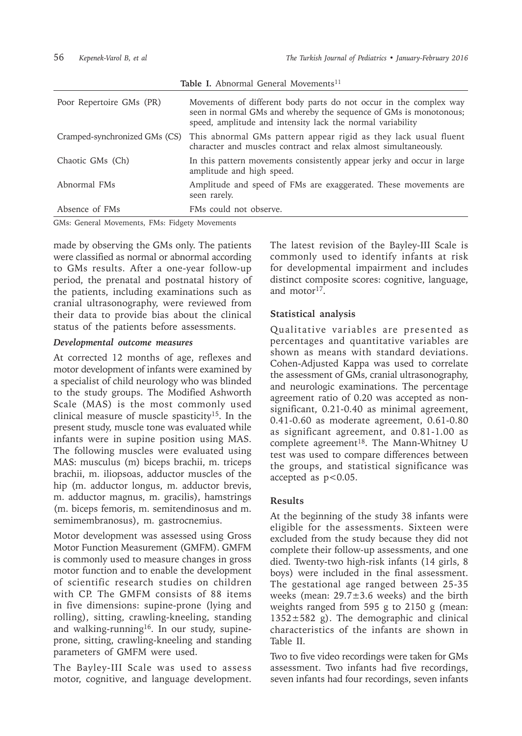Table I. Abnormal General Movements[11]

| | |
|---|---|
| Poor Repertoire GMs (PR) | Movements of different body parts do not occur in the complex way seen in normal GMs and whereby the sequence of GMs is monotonous; speed, amplitude and intensity lack the normal variability |
| Cramped-synchronized GMs (CS) | This abnormal GMs pattern appear rigid as they lack usual fluent character and muscles contract and relax almost simultaneously. |
| Chaotic GMs (Ch) | In this pattern movements consistently appear jerky and occur in large amplitude and high speed. |
| Abnormal FMs | Amplitude and speed of FMs are exaggerated. These movements are seen rarely. |
| Absence of FMs | FMs could not observe. |

GMs: General Movements, FMs: Fidgety Movements

made by observing the GMs only. The patients were classified as normal or abnormal according to GMs results. After a one-year follow-up period, the prenatal and postnatal history of the patients, including examinations such as cranial ultrasonography, were reviewed from their data to provide bias about the clinical status of the patients before assessments.

### *Developmental outcome measures*

At corrected 12 months of age, reflexes and motor development of infants were examined by a specialist of child neurology who was blinded to the study groups. The Modified Ashworth Scale (MAS) is the most commonly used clinical measure of muscle spasticity[15]. In the present study, muscle tone was evaluated while infants were in supine position using MAS. The following muscles were evaluated using MAS: musculus (m) biceps brachii, m. triceps brachii, m. iliopsoas, adductor muscles of the hip (m. adductor longus, m. adductor brevis, m. adductor magnus, m. gracilis), hamstrings (m. biceps femoris, m. semitendinosus and m. semimembranosus), m. gastrocnemius.

Motor development was assessed using Gross Motor Function Measurement (GMFM). GMFM is commonly used to measure changes in gross motor function and to enable the development of scientific research studies on children with CP. The GMFM consists of 88 items in five dimensions: supine-prone (lying and rolling), sitting, crawling-kneeling, standing and walking-running[16]. In our study, supine-prone, sitting, crawling-kneeling and standing parameters of GMFM were used.

The Bayley-III Scale was used to assess motor, cognitive, and language development. The latest revision of the Bayley-III Scale is commonly used to identify infants at risk for developmental impairment and includes distinct composite scores: cognitive, language, and motor[17].

### Statistical analysis

Qualitative variables are presented as percentages and quantitative variables are shown as means with standard deviations. Cohen-Adjusted Kappa was used to correlate the assessment of GMs, cranial ultrasonography, and neurologic examinations. The percentage agreement ratio of 0.20 was accepted as non-significant, 0.21-0.40 as minimal agreement, 0.41-0.60 as moderate agreement, 0.61-0.80 as significant agreement, and 0.81-1.00 as complete agreement[18]. The Mann-Whitney U test was used to compare differences between the groups, and statistical significance was accepted as $p<0.05$.

## Results

At the beginning of the study 38 infants were eligible for the assessments. Sixteen were excluded from the study because they did not complete their follow-up assessments, and one died. Twenty-two high-risk infants (14 girls, 8 boys) were included in the final assessment. The gestational age ranged between 25-35 weeks (mean: $29.7\pm3.6$ weeks) and the birth weights ranged from 595 g to 2150 g (mean: $1352\pm582$ g). The demographic and clinical characteristics of the infants are shown in Table II.

Two to five video recordings were taken for GMs assessment. Two infants had five recordings, seven infants had four recordings, seven infants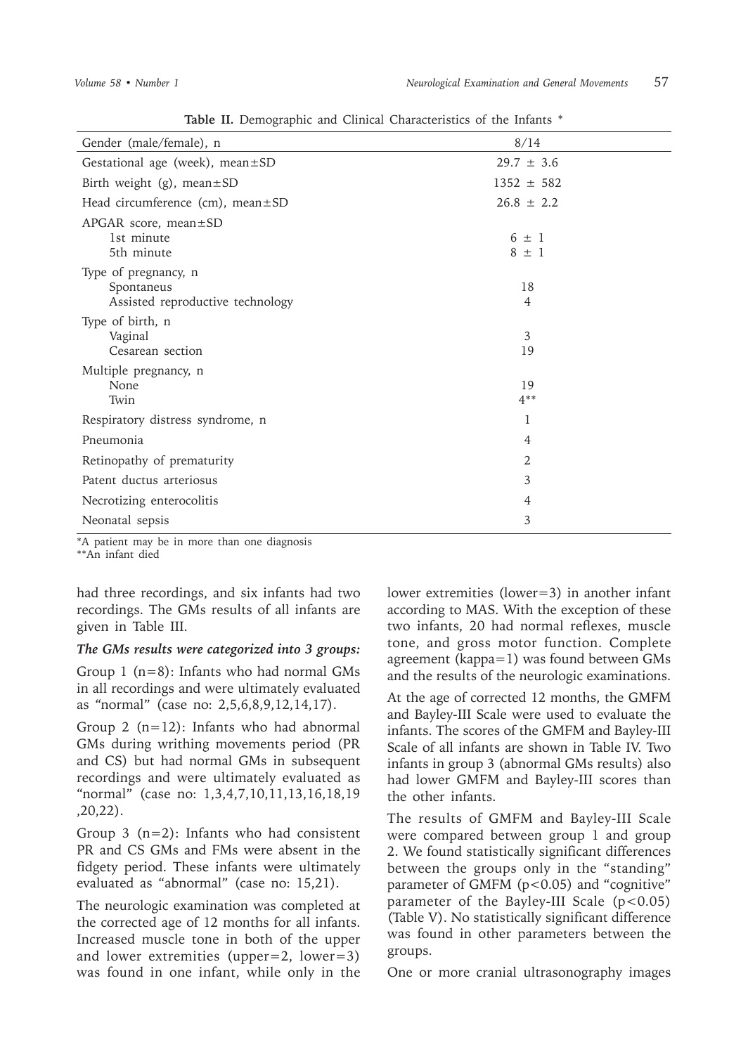**Table II.** Demographic and Clinical Characteristics of the Infants *

| Gender (male/female), n | 8/14 |
|---|---|
| Gestational age (week), mean±SD | 29.7 ± 3.6 |
| Birth weight (g), mean±SD | 1352 ± 582 |
| Head circumference (cm), mean±SD | 26.8 ± 2.2 |
| APGAR score, mean±SD | |
| 1st minute | 6 ± 1 |
| 5th minute | 8 ± 1 |
| Type of pregnancy, n | |
| Spontaneus | 18 |
| Assisted reproductive technology | 4 |
| Type of birth, n | |
| Vaginal | 3 |
| Cesarean section | 19 |
| Multiple pregnancy, n | |
| None | 19 |
| Twin | 4** |
| Respiratory distress syndrome, n | 1 |
| Pneumonia | 4 |
| Retinopathy of prematurity | 2 |
| Patent ductus arteriosus | 3 |
| Necrotizing enterocolitis | 4 |
| Neonatal sepsis | 3 |

*A patient may be in more than one diagnosis
**An infant died

had three recordings, and six infants had two recordings. The GMs results of all infants are given in Table III.

***The GMs results were categorized into 3 groups:***

Group 1 (n=8): Infants who had normal GMs in all recordings and were ultimately evaluated as "normal" (case no: 2,5,6,8,9,12,14,17).

Group 2 (n=12): Infants who had abnormal GMs during writhing movements period (PR and CS) but had normal GMs in subsequent recordings and were ultimately evaluated as "normal" (case no: 1,3,4,7,10,11,13,16,18,19,20,22).

Group 3 (n=2): Infants who had consistent PR and CS GMs and FMs were absent in the fidgety period. These infants were ultimately evaluated as "abnormal" (case no: 15,21).

The neurologic examination was completed at the corrected age of 12 months for all infants. Increased muscle tone in both of the upper and lower extremities (upper=2, lower=3) was found in one infant, while only in the lower extremities (lower=3) in another infant according to MAS. With the exception of these two infants, 20 had normal reflexes, muscle tone, and gross motor function. Complete agreement (kappa=1) was found between GMs and the results of the neurologic examinations.

At the age of corrected 12 months, the GMFM and Bayley-III Scale were used to evaluate the infants. The scores of the GMFM and Bayley-III Scale of all infants are shown in Table IV. Two infants in group 3 (abnormal GMs results) also had lower GMFM and Bayley-III scores than the other infants.

The results of GMFM and Bayley-III Scale were compared between group 1 and group 2. We found statistically significant differences between the groups only in the "standing" parameter of GMFM ($p<0.05$) and "cognitive" parameter of the Bayley-III Scale ($p<0.05$) (Table V). No statistically significant difference was found in other parameters between the groups.

One or more cranial ultrasonography images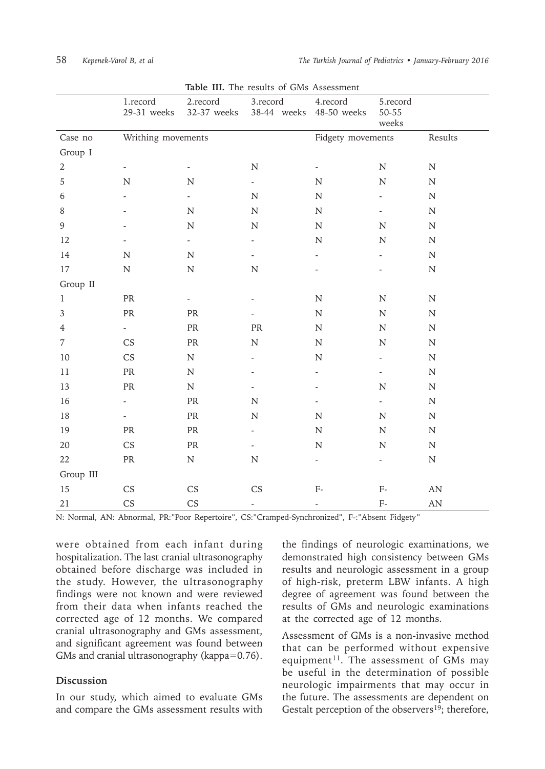**Table III.** The results of GMs Assessment

| | 1.record 29-31 weeks | 2.record 32-37 weeks | 3.record 38-44 weeks | 4.record 48-50 weeks | 5.record 50-55 weeks | |
|---|---|---|---|---|---|---|
| Case no | Writhing movements | | | Fidgety movements | | Results |
| Group I | | | | | | |
| 2 | - | - | N | - | N | N |
| 5 | N | N | - | N | N | N |
| 6 | - | - | N | N | - | N |
| 8 | - | N | N | N | - | N |
| 9 | - | N | N | N | N | N |
| 12 | - | - | - | N | N | N |
| 14 | N | N | - | - | - | N |
| 17 | N | N | N | - | - | N |
| Group II | | | | | | |
| 1 | PR | - | - | N | N | N |
| 3 | PR | PR | - | N | N | N |
| 4 | - | PR | PR | N | N | N |
| 7 | CS | PR | N | N | N | N |
| 10 | CS | N | - | N | - | N |
| 11 | PR | N | - | - | - | N |
| 13 | PR | N | - | - | N | N |
| 16 | - | PR | N | - | - | N |
| 18 | - | PR | N | N | N | N |
| 19 | PR | PR | - | N | N | N |
| 20 | CS | PR | - | N | N | N |
| 22 | PR | N | N | - | - | N |
| Group III | | | | | | |
| 15 | CS | CS | CS | F- | F- | AN |
| 21 | CS | CS | - | - | F- | AN |

N: Normal, AN: Abnormal, PR:"Poor Repertoire", CS:"Cramped-Synchronized", F-:"Absent Fidgety"

were obtained from each infant during hospitalization. The last cranial ultrasonography obtained before discharge was included in the study. However, the ultrasonography findings were not known and were reviewed from their data when infants reached the corrected age of 12 months. We compared cranial ultrasonography and GMs assessment, and significant agreement was found between GMs and cranial ultrasonography (kappa=0.76).

## Discussion

In our study, which aimed to evaluate GMs and compare the GMs assessment results with the findings of neurologic examinations, we demonstrated high consistency between GMs results and neurologic assessment in a group of high-risk, preterm LBW infants. A high degree of agreement was found between the results of GMs and neurologic examinations at the corrected age of 12 months.

Assessment of GMs is a non-invasive method that can be performed without expensive equipment[11]. The assessment of GMs may be useful in the determination of possible neurologic impairments that may occur in the future. The assessments are dependent on Gestalt perception of the observers[19]; therefore,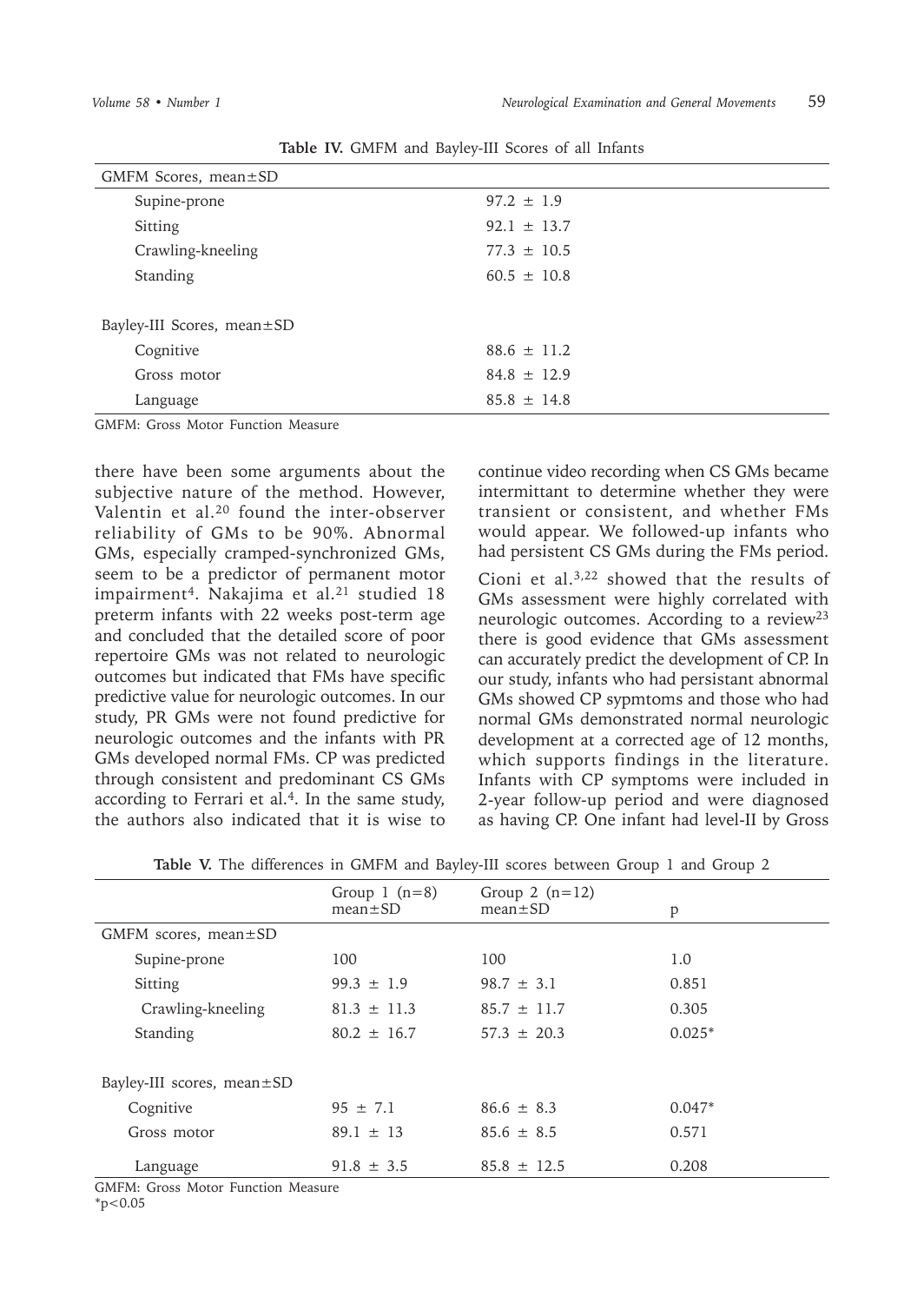**Table IV.** GMFM and Bayley-III Scores of all Infants

| GMFM Scores, mean±SD | |
|---|---|
| Supine-prone | 97.2 ± 1.9 |
| Sitting | 92.1 ± 13.7 |
| Crawling-kneeling | 77.3 ± 10.5 |
| Standing | 60.5 ± 10.8 |
| **Bayley-III Scores, mean±SD** | |
| Cognitive | 88.6 ± 11.2 |
| Gross motor | 84.8 ± 12.9 |
| Language | 85.8 ± 14.8 |

GMFM: Gross Motor Function Measure

there have been some arguments about the subjective nature of the method. However, Valentin et al.[20] found the inter-observer reliability of GMs to be 90%. Abnormal GMs, especially cramped-synchronized GMs, seem to be a predictor of permanent motor impairment[4]. Nakajima et al.[21] studied 18 preterm infants with 22 weeks post-term age and concluded that the detailed score of poor repertoire GMs was not related to neurologic outcomes but indicated that FMs have specific predictive value for neurologic outcomes. In our study, PR GMs were not found predictive for neurologic outcomes and the infants with PR GMs developed normal FMs. CP was predicted through consistent and predominant CS GMs according to Ferrari et al.[4]. In the same study, the authors also indicated that it is wise to continue video recording when CS GMs became intermittant to determine whether they were transient or consistent, and whether FMs would appear. We followed-up infants who had persistent CS GMs during the FMs period.

Cioni et al.[3,22] showed that the results of GMs assessment were highly correlated with neurologic outcomes. According to a review[23] there is good evidence that GMs assessment can accurately predict the development of CP. In our study, infants who had persistant abnormal GMs showed CP sypmtoms and those who had normal GMs demonstrated normal neurologic development at a corrected age of 12 months, which supports findings in the literature. Infants with CP symptoms were included in 2-year follow-up period and were diagnosed as having CP. One infant had level-II by Gross

**Table V.** The differences in GMFM and Bayley-III scores between Group 1 and Group 2

| | Group 1 (n=8) mean±SD | Group 2 (n=12) mean±SD | p |
|---|---|---|---|
| GMFM scores, mean±SD | | | |
| Supine-prone | 100 | 100 | 1.0 |
| Sitting | 99.3 ± 1.9 | 98.7 ± 3.1 | 0.851 |
| Crawling-kneeling | 81.3 ± 11.3 | 85.7 ± 11.7 | 0.305 |
| Standing | 80.2 ± 16.7 | 57.3 ± 20.3 | 0.025* |
| Bayley-III scores, mean±SD | | | |
| Cognitive | 95 ± 7.1 | 86.6 ± 8.3 | 0.047* |
| Gross motor | 89.1 ± 13 | 85.6 ± 8.5 | 0.571 |
| Language | 91.8 ± 3.5 | 85.8 ± 12.5 | 0.208 |

GMFM: Gross Motor Function Measure
*$p<0.05$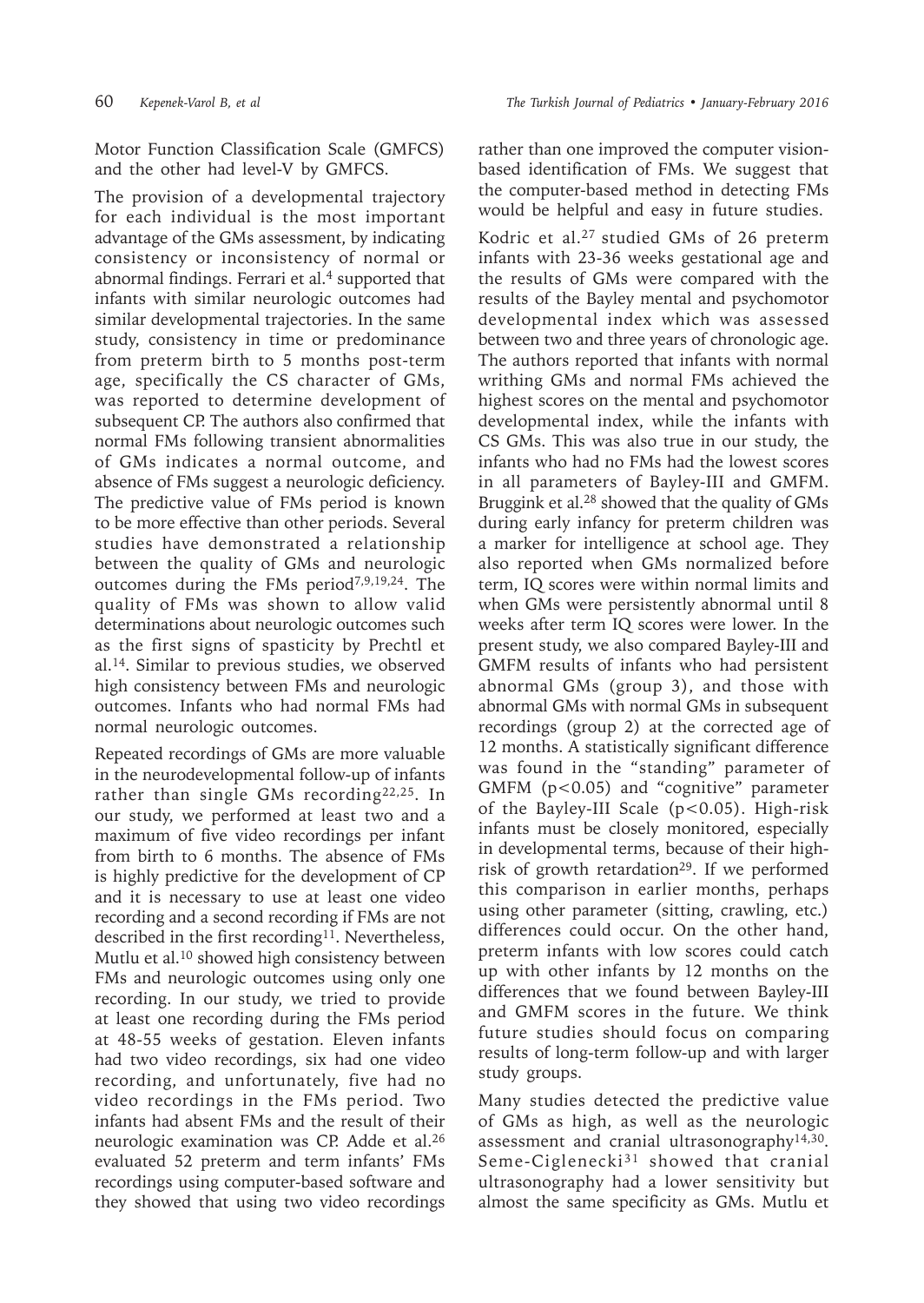Motor Function Classification Scale (GMFCS) and the other had level-V by GMFCS.

The provision of a developmental trajectory for each individual is the most important advantage of the GMs assessment, by indicating consistency or inconsistency of normal or abnormal findings. Ferrari et al.[4] supported that infants with similar neurologic outcomes had similar developmental trajectories. In the same study, consistency in time or predominance from preterm birth to 5 months post-term age, specifically the CS character of GMs, was reported to determine development of subsequent CP. The authors also confirmed that normal FMs following transient abnormalities of GMs indicates a normal outcome, and absence of FMs suggest a neurologic deficiency. The predictive value of FMs period is known to be more effective than other periods. Several studies have demonstrated a relationship between the quality of GMs and neurologic outcomes during the FMs period[7,9,19,24]. The quality of FMs was shown to allow valid determinations about neurologic outcomes such as the first signs of spasticity by Prechtl et al.[14]. Similar to previous studies, we observed high consistency between FMs and neurologic outcomes. Infants who had normal FMs had normal neurologic outcomes.

Repeated recordings of GMs are more valuable in the neurodevelopmental follow-up of infants rather than single GMs recording[22,25]. In our study, we performed at least two and a maximum of five video recordings per infant from birth to 6 months. The absence of FMs is highly predictive for the development of CP and it is necessary to use at least one video recording and a second recording if FMs are not described in the first recording[11]. Nevertheless, Mutlu et al.[10] showed high consistency between FMs and neurologic outcomes using only one recording. In our study, we tried to provide at least one recording during the FMs period at 48-55 weeks of gestation. Eleven infants had two video recordings, six had one video recording, and unfortunately, five had no video recordings in the FMs period. Two infants had absent FMs and the result of their neurologic examination was CP. Adde et al.[26] evaluated 52 preterm and term infants' FMs recordings using computer-based software and they showed that using two video recordings rather than one improved the computer vision-based identification of FMs. We suggest that the computer-based method in detecting FMs would be helpful and easy in future studies.

Kodric et al.[27] studied GMs of 26 preterm infants with 23-36 weeks gestational age and the results of GMs were compared with the results of the Bayley mental and psychomotor developmental index which was assessed between two and three years of chronologic age. The authors reported that infants with normal writhing GMs and normal FMs achieved the highest scores on the mental and psychomotor developmental index, while the infants with CS GMs. This was also true in our study, the infants who had no FMs had the lowest scores in all parameters of Bayley-III and GMFM. Bruggink et al.[28] showed that the quality of GMs during early infancy for preterm children was a marker for intelligence at school age. They also reported when GMs normalized before term, IQ scores were within normal limits and when GMs were persistently abnormal until 8 weeks after term IQ scores were lower. In the present study, we also compared Bayley-III and GMFM results of infants who had persistent abnormal GMs (group 3), and those with abnormal GMs with normal GMs in subsequent recordings (group 2) at the corrected age of 12 months. A statistically significant difference was found in the "standing" parameter of GMFM ($p<0.05$) and "cognitive" parameter of the Bayley-III Scale ($p<0.05$). High-risk infants must be closely monitored, especially in developmental terms, because of their high-risk of growth retardation[29]. If we performed this comparison in earlier months, perhaps using other parameter (sitting, crawling, etc.) differences could occur. On the other hand, preterm infants with low scores could catch up with other infants by 12 months on the differences that we found between Bayley-III and GMFM scores in the future. We think future studies should focus on comparing results of long-term follow-up and with larger study groups.

Many studies detected the predictive value of GMs as high, as well as the neurologic assessment and cranial ultrasonography[14,30]. Seme-Ciglenecki[31] showed that cranial ultrasonography had a lower sensitivity but almost the same specificity as GMs. Mutlu et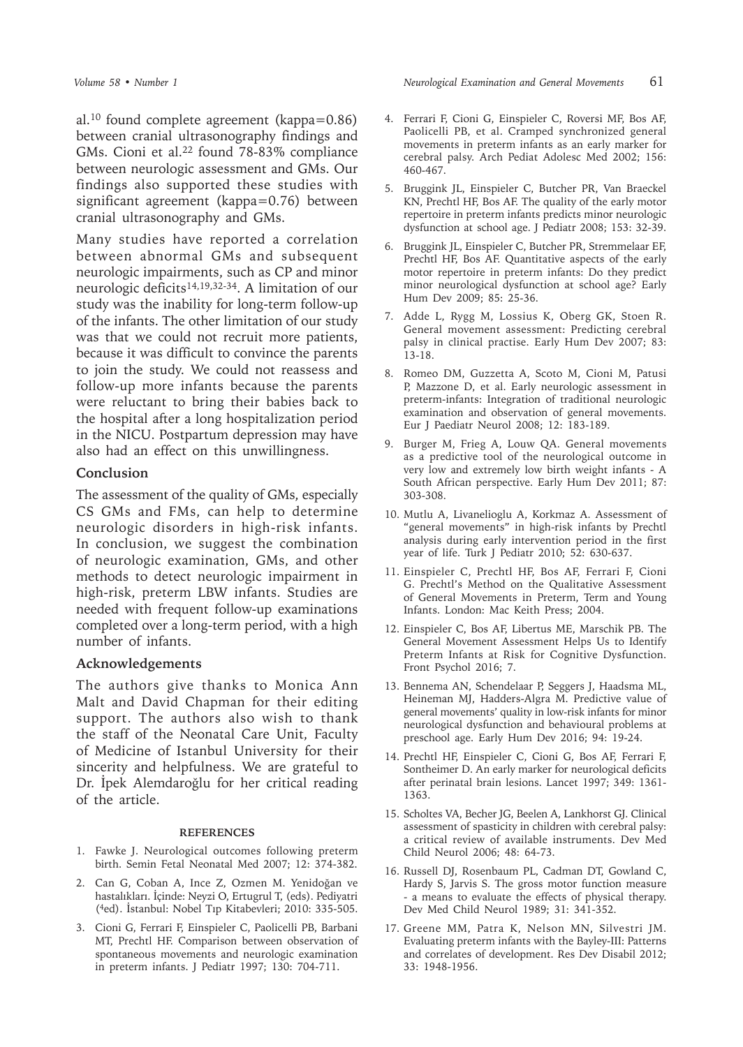al.[10] found complete agreement (kappa=0.86) between cranial ultrasonography findings and GMs. Cioni et al.[22] found 78-83% compliance between neurologic assessment and GMs. Our findings also supported these studies with significant agreement (kappa=0.76) between cranial ultrasonography and GMs.

Many studies have reported a correlation between abnormal GMs and subsequent neurologic impairments, such as CP and minor neurologic deficits[14,19,32-34]. A limitation of our study was the inability for long-term follow-up of the infants. The other limitation of our study was that we could not recruit more patients, because it was difficult to convince the parents to join the study. We could not reassess and follow-up more infants because the parents were reluctant to bring their babies back to the hospital after a long hospitalization period in the NICU. Postpartum depression may have also had an effect on this unwillingness.

## Conclusion

The assessment of the quality of GMs, especially CS GMs and FMs, can help to determine neurologic disorders in high-risk infants. In conclusion, we suggest the combination of neurologic examination, GMs, and other methods to detect neurologic impairment in high-risk, preterm LBW infants. Studies are needed with frequent follow-up examinations completed over a long-term period, with a high number of infants.

## Acknowledgements

The authors give thanks to Monica Ann Malt and David Chapman for their editing support. The authors also wish to thank the staff of the Neonatal Care Unit, Faculty of Medicine of Istanbul University for their sincerity and helpfulness. We are grateful to Dr. İpek Alemdaroğlu for her critical reading of the article.

## REFERENCES

1. Fawke J. Neurological outcomes following preterm birth. Semin Fetal Neonatal Med 2007; 12: 374-382.
2. Can G, Coban A, Ince Z, Ozmen M. Yenidoğan ve hastalıkları. İçinde: Neyzi O, Ertugrul T, (eds). Pediyatri (4ed). İstanbul: Nobel Tıp Kitabevleri; 2010: 335-505.
3. Cioni G, Ferrari F, Einspieler C, Paolicelli PB, Barbani MT, Prechtl HF. Comparison between observation of spontaneous movements and neurologic examination in preterm infants. J Pediatr 1997; 130: 704-711.
4. Ferrari F, Cioni G, Einspieler C, Roversi MF, Bos AF, Paolicelli PB, et al. Cramped synchronized general movements in preterm infants as an early marker for cerebral palsy. Arch Pediat Adolesc Med 2002; 156: 460-467.
5. Bruggink JL, Einspieler C, Butcher PR, Van Braeckel KN, Prechtl HF, Bos AF. The quality of the early motor repertoire in preterm infants predicts minor neurologic dysfunction at school age. J Pediatr 2008; 153: 32-39.
6. Bruggink JL, Einspieler C, Butcher PR, Stremmelaar EF, Prechtl HF, Bos AF. Quantitative aspects of the early motor repertoire in preterm infants: Do they predict minor neurological dysfunction at school age? Early Hum Dev 2009; 85: 25-36.
7. Adde L, Rygg M, Lossius K, Oberg GK, Stoen R. General movement assessment: Predicting cerebral palsy in clinical practise. Early Hum Dev 2007; 83: 13-18.
8. Romeo DM, Guzzetta A, Scoto M, Cioni M, Patusi P, Mazzone D, et al. Early neurologic assessment in preterm-infants: Integration of traditional neurologic examination and observation of general movements. Eur J Paediatr Neurol 2008; 12: 183-189.
9. Burger M, Frieg A, Louw QA. General movements as a predictive tool of the neurological outcome in very low and extremely low birth weight infants - A South African perspective. Early Hum Dev 2011; 87: 303-308.
10. Mutlu A, Livanelioglu A, Korkmaz A. Assessment of "general movements" in high-risk infants by Prechtl analysis during early intervention period in the first year of life. Turk J Pediatr 2010; 52: 630-637.
11. Einspieler C, Prechtl HF, Bos AF, Ferrari F, Cioni G. Prechtl's Method on the Qualitative Assessment of General Movements in Preterm, Term and Young Infants. London: Mac Keith Press; 2004.
12. Einspieler C, Bos AF, Libertus ME, Marschik PB. The General Movement Assessment Helps Us to Identify Preterm Infants at Risk for Cognitive Dysfunction. Front Psychol 2016; 7.
13. Bennema AN, Schendelaar P, Seggers J, Haadsma ML, Heineman MJ, Hadders-Algra M. Predictive value of general movements' quality in low-risk infants for minor neurological dysfunction and behavioural problems at preschool age. Early Hum Dev 2016; 94: 19-24.
14. Prechtl HF, Einspieler C, Cioni G, Bos AF, Ferrari F, Sontheimer D. An early marker for neurological deficits after perinatal brain lesions. Lancet 1997; 349: 1361-1363.
15. Scholtes VA, Becher JG, Beelen A, Lankhorst GJ. Clinical assessment of spasticity in children with cerebral palsy: a critical review of available instruments. Dev Med Child Neurol 2006; 48: 64-73.
16. Russell DJ, Rosenbaum PL, Cadman DT, Gowland C, Hardy S, Jarvis S. The gross motor function measure - a means to evaluate the effects of physical therapy. Dev Med Child Neurol 1989; 31: 341-352.
17. Greene MM, Patra K, Nelson MN, Silvestri JM. Evaluating preterm infants with the Bayley-III: Patterns and correlates of development. Res Dev Disabil 2012; 33: 1948-1956.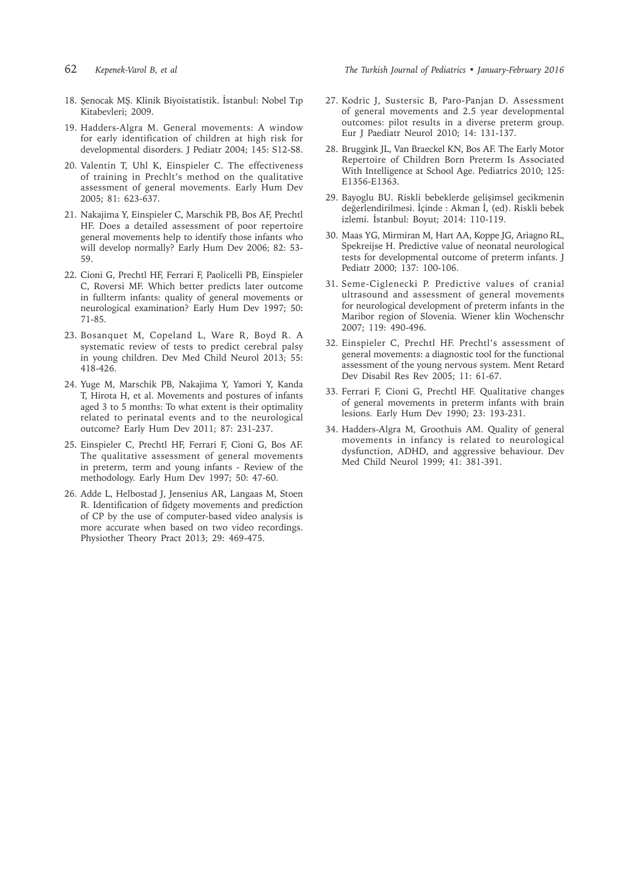18. Şenocak MŞ. Klinik Biyoistatistik. İstanbul: Nobel Tıp Kitabevleri; 2009.
19. Hadders-Algra M. General movements: A window for early identification of children at high risk for developmental disorders. J Pediatr 2004; 145: S12-S8.
20. Valentin T, Uhl K, Einspieler C. The effectiveness of training in Prechlt's method on the qualitative assessment of general movements. Early Hum Dev 2005; 81: 623-637.
21. Nakajima Y, Einspieler C, Marschik PB, Bos AF, Prechtl HF. Does a detailed assessment of poor repertoire general movements help to identify those infants who will develop normally? Early Hum Dev 2006; 82: 53-59.
22. Cioni G, Prechtl HF, Ferrari F, Paolicelli PB, Einspieler C, Roversi MF. Which better predicts later outcome in fullterm infants: quality of general movements or neurological examination? Early Hum Dev 1997; 50: 71-85.
23. Bosanquet M, Copeland L, Ware R, Boyd R. A systematic review of tests to predict cerebral palsy in young children. Dev Med Child Neurol 2013; 55: 418-426.
24. Yuge M, Marschik PB, Nakajima Y, Yamori Y, Kanda T, Hirota H, et al. Movements and postures of infants aged 3 to 5 months: To what extent is their optimality related to perinatal events and to the neurological outcome? Early Hum Dev 2011; 87: 231-237.
25. Einspieler C, Prechtl HF, Ferrari F, Cioni G, Bos AF. The qualitative assessment of general movements in preterm, term and young infants - Review of the methodology. Early Hum Dev 1997; 50: 47-60.
26. Adde L, Helbostad J, Jensenius AR, Langaas M, Stoen R. Identification of fidgety movements and prediction of CP by the use of computer-based video analysis is more accurate when based on two video recordings. Physiother Theory Pract 2013; 29: 469-475.
27. Kodric J, Sustersic B, Paro-Panjan D. Assessment of general movements and 2.5 year developmental outcomes: pilot results in a diverse preterm group. Eur J Paediatr Neurol 2010; 14: 131-137.
28. Bruggink JL, Van Braeckel KN, Bos AF. The Early Motor Repertoire of Children Born Preterm Is Associated With Intelligence at School Age. Pediatrics 2010; 125: E1356-E1363.
29. Bayoglu BU. Riskli bebeklerde gelişimsel gecikmenin değerlendirilmesi. İçinde : Akman İ, (ed). Riskli bebek izlemi. İstanbul: Boyut; 2014: 110-119.
30. Maas YG, Mirmiran M, Hart AA, Koppe JG, Ariagno RL, Spekreijse H. Predictive value of neonatal neurological tests for developmental outcome of preterm infants. J Pediatr 2000; 137: 100-106.
31. Seme-Ciglenecki P. Predictive values of cranial ultrasound and assessment of general movements for neurological development of preterm infants in the Maribor region of Slovenia. Wiener klin Wochenschr 2007; 119: 490-496.
32. Einspieler C, Prechtl HF. Prechtl's assessment of general movements: a diagnostic tool for the functional assessment of the young nervous system. Ment Retard Dev Disabil Res Rev 2005; 11: 61-67.
33. Ferrari F, Cioni G, Prechtl HF. Qualitative changes of general movements in preterm infants with brain lesions. Early Hum Dev 1990; 23: 193-231.
34. Hadders-Algra M, Groothuis AM. Quality of general movements in infancy is related to neurological dysfunction, ADHD, and aggressive behaviour. Dev Med Child Neurol 1999; 41: 381-391.